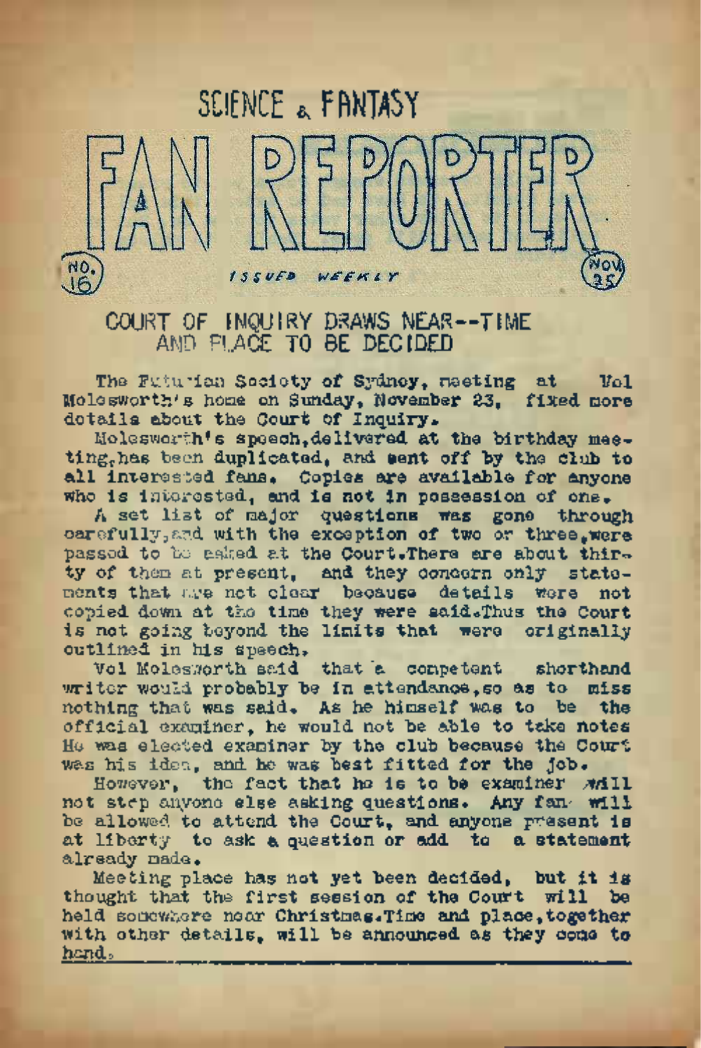# SCIENCE & FANTASY FAN REPORTER

NO. 16 — ISSUED WEEKLY — NOV. 25

## COURT OF INQUIRY DRAWS NEAR--TIME AND PLACE TO BE DECIDED

The Futurian Society of Sydney, meeting at Vol Molesworth's home on Sunday, November 23, fixed more details about the Court of Inquiry.

Molesworth's speech, delivered at the birthday meeting, has been duplicated, and sent off by the club to all interested fans. Copies are available for anyone who is interested, and is not in possession of one.

A set list of major questions was gone through carefully, and with the exception of two or three, were passed to be asked at the Court. There are about thirty of them at present, and they concern only statements that are not clear because details were not copied down at the time they were said. Thus the Court is not going beyond the limits that were originally outlined in his speech.

Vol Molesworth said that a competent shorthand writer would probably be in attendance, so as to miss nothing that was said. As he himself was to be the official examiner, he would not be able to take notes. He was elected examiner by the club because the Court was his idea, and he was best fitted for the job.

However, the fact that he is to be examiner will not stop anyone else asking questions. Any fan will be allowed to attend the Court, and anyone present is at liberty to ask a question or add to a statement already made.

Meeting place has not yet been decided, but it is thought that the first session of the Court will be held somewhere near Christmas. Time and place, together with other details, will be announced as they come to hand.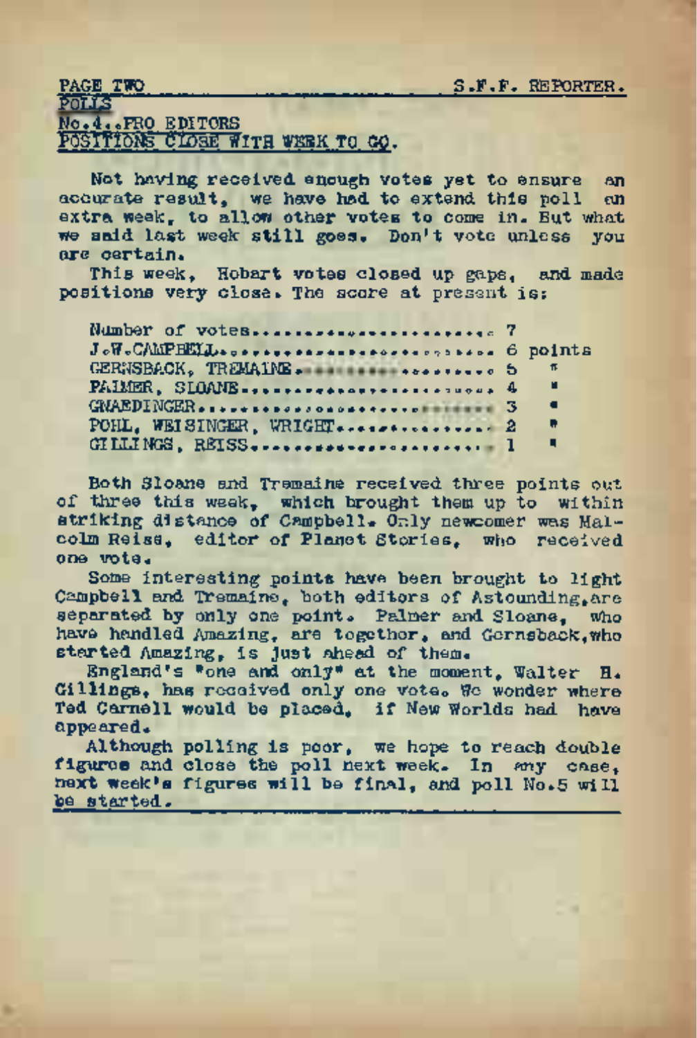POLLS

No.4..PRO EDITORS

POSITIONS CLOSE WITH WEEK TO GO.

Not having received enough votes yet to ensure an accurate result, we have had to extend this poll an extra week, to allow other votes to come in. But what we said last week still goes. Don't vote unless you are certain.

This week, Hobart votes closed up gaps, and made positions very close. The score at present is:

| | | |
|---|---|---|
| Number of votes | 7 | |
| J.W.CAMPBELL | 6 | points |
| GERNSBACK, TREMAINE | 5 | " |
| PALMER, SLOANE | 4 | " |
| GNAEDINGER | 3 | " |
| POHL, WEISINGER, WRIGHT | 2 | " |
| GILLINGS, REISS | 1 | " |

Both Sloane and Tremaine received three points out of three this week, which brought them up to within striking distance of Campbell. Only newcomer was Malcolm Reiss, editor of Planet Stories, who received one vote.

Some interesting points have been brought to light Campbell and Tremaine, both editors of Astounding, are separated by only one point. Palmer and Sloane, who have handled Amazing, are together, and Gernsback, who started Amazing, is just ahead of them.

England's "one and only" at the moment, Walter H. Gillings, has received only one vote. We wonder where Ted Carnell would be placed, if New Worlds had have appeared.

Although polling is poor, we hope to reach double figures and close the poll next week. In any case, next week's figures will be final, and poll No.5 will be started.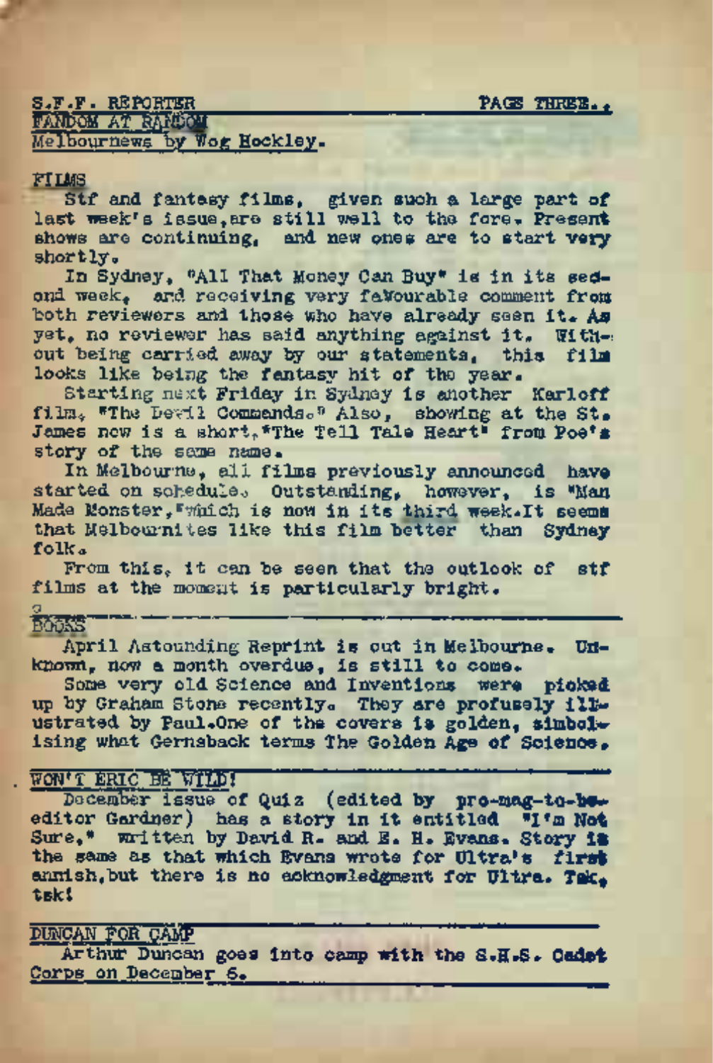## FANDOM AT RANDOM
Melbournews by Wog Hockley.

### FILMS

Stf and fantasy films, given such a large part of last week's issue, are still well to the fore. Present shows are continuing, and new ones are to start very shortly.

In Sydney, "All That Money Can Buy" is in its second week, and receiving very favourable comment from both reviewers and those who have already seen it. As yet, no reviewer has said anything against it. Without being carried away by our statements, this film looks like being the fantasy hit of the year.

Starting next Friday in Sydney is another Karloff film, "The Devil Commands." Also, showing at the St. James now is a short, "The Tell Tale Heart" from Poe's story of the same name.

In Melbourne, all films previously announced have started on schedule. Outstanding, however, is "Man Made Monster," which is now in its third week. It seems that Melbournites like this film better than Sydney folk.

From this, it can be seen that the outlook of stf films at the moment is particularly bright.

### BOOKS

April Astounding Reprint is out in Melbourne. Unknown, now a month overdue, is still to come.

Some very old Science and Inventions were picked up by Graham Stone recently. They are profusely illustrated by Paul. One of the covers is golden, simbolising what Gernsback terms The Golden Age of Science.

### WON'T ERIC BE WILD!

December issue of Quiz (edited by pro-mag-to-be-editor Gardner) has a story in it entitled "I'm Not Sure," written by David R. and E. H. Evans. Story is the same as that which Evans wrote for Ultra's first annish, but there is no acknowledgment for Ultra. Tsk, tsk!

### DUNCAN FOR CAMP

Arthur Duncan goes into camp with the S.H.S. Cadet Corps on December 6.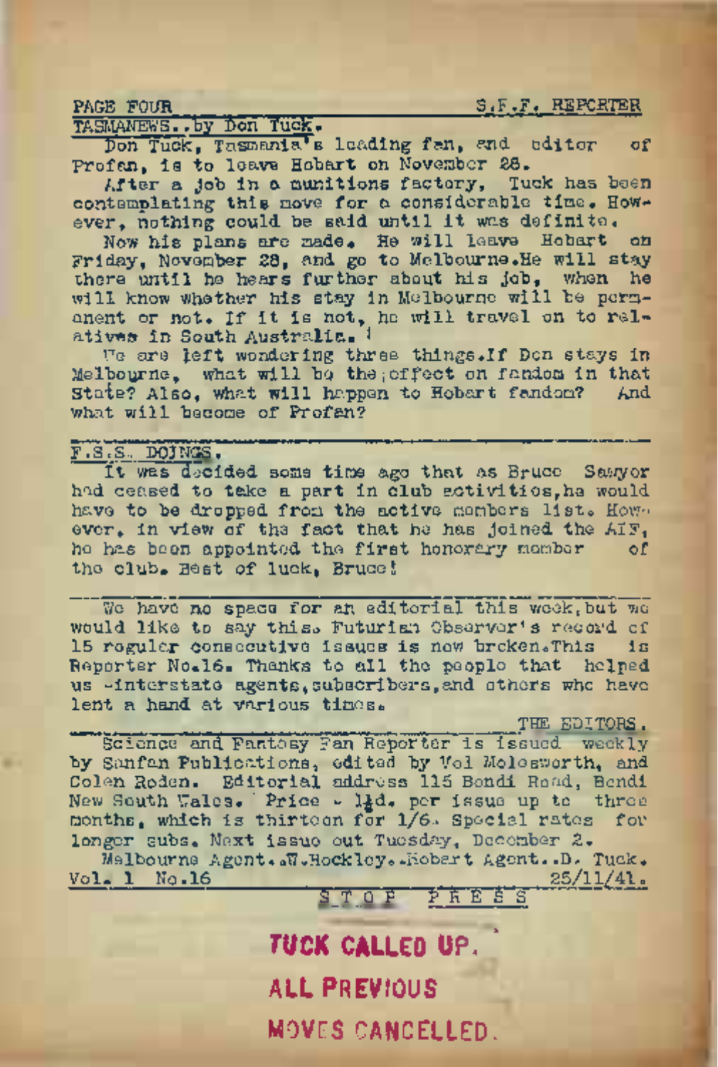## TASMANEWS..by Don Tuck.

Don Tuck, Tasmania's leading fan, and editor of Profan, is to leave Hobart on November 28.

After a job in a munitions factory, Tuck has been contemplating this move for a considerable time. However, nothing could be said until it was definite.

Now his plans are made. He will leave Hobart on Friday, November 28, and go to Melbourne. He will stay there until he hears further about his job, when he will know whether his stay in Melbourne will be permanent or not. If it is not, he will travel on to relatives in South Australia.

We are left wondering three things. If Don stays in Melbourne, what will be the effect on fandom in that State? Also, what will happen to Hobart fandom? And what will become of Profan?

---

## F.S.S. DOINGS.

It was decided some time ago that as Bruce Sawyer had ceased to take a part in club activities, he would have to be dropped from the active members list. However, in view of the fact that he has joined the AIF, he has been appointed the first honorary member of the club. Best of luck, Bruce!

---

We have no space for an editorial this week, but we would like to say this. Futurian Observer's record of 15 regular consecutive issues is now broken. This is Reporter No.16. Thanks to all the people that helped us -interstate agents, subscribers, and others who have lent a hand at various times.

THE EDITORS.

---

Science and Fantasy Fan Reporter is issued weekly by Sanfan Publications, edited by Vol Molesworth, and Colin Roden. Editorial address 115 Bondi Road, Bondi New South Wales. Price - 1½d. per issue up to three months, which is thirteen for 1/6. Special rates for longer subs. Next issue out Tuesday, December 2.

Melbourne Agent..W.Hockley..Hobart Agent..D. Tuck.

Vol. 1 No.16 25/11/41.

## STOP PRESS

**TUCK CALLED UP.**

**ALL PREVIOUS**

**MOVES CANCELLED.**